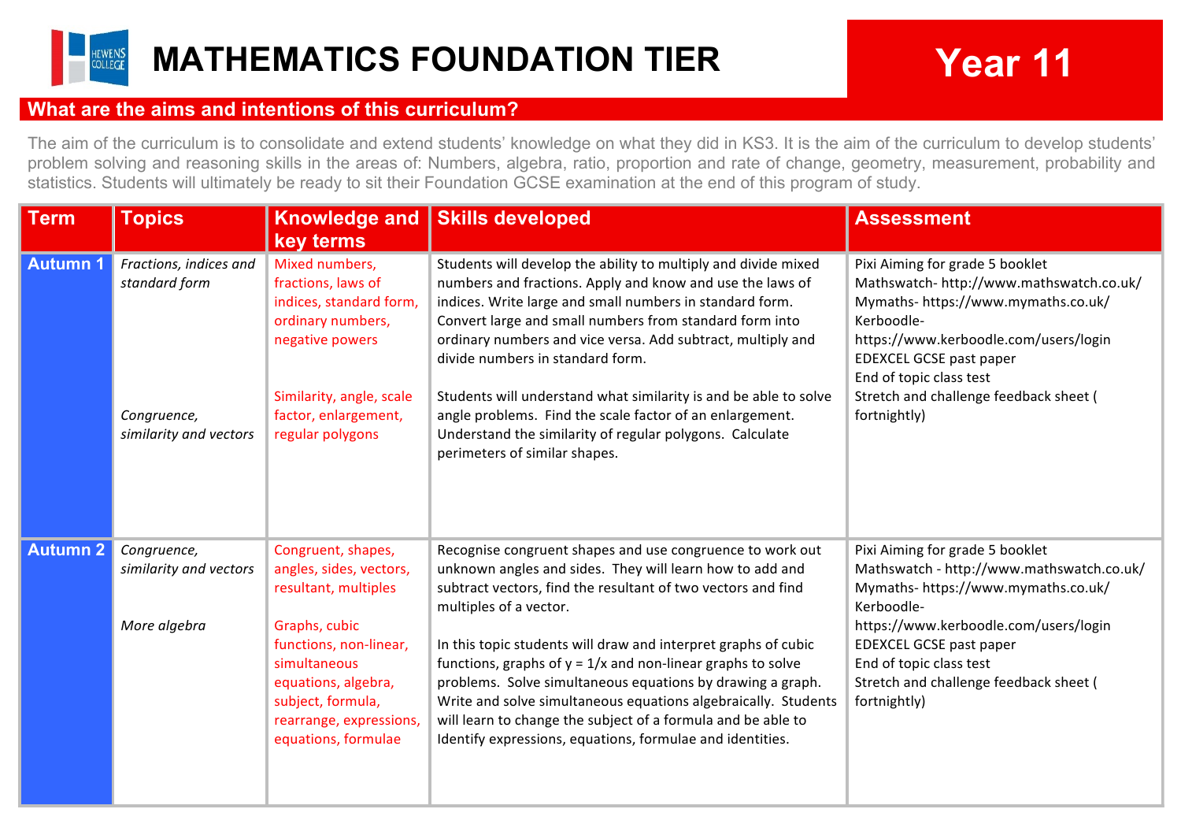# MATHEMATICS FOUNDATION TIER

## Year 11

## What are the aims and intentions of this curriculum?

The aim of the curriculum is to consolidate and extend students' knowledge on what they did in KS3. It is the aim of the curriculum to develop students' problem solving and reasoning skills in the areas of: Numbers, algebra, ratio, proportion and rate of change, geometry, measurement, probability and statistics. Students will ultimately be ready to sit their Foundation GCSE examination at the end of this program of study.

| Term | Topics | Knowledge and key terms | Skills developed | Assessment |
|---|---|---|---|---|
| Autumn 1 | *Fractions, indices and standard form*<br><br>*Congruence, similarity and vectors* | Mixed numbers, fractions, laws of indices, standard form, ordinary numbers, negative powers<br><br>Similarity, angle, scale factor, enlargement, regular polygons | Students will develop the ability to multiply and divide mixed numbers and fractions. Apply and know and use the laws of indices. Write large and small numbers in standard form. Convert large and small numbers from standard form into ordinary numbers and vice versa. Add subtract, multiply and divide numbers in standard form.<br><br>Students will understand what similarity is and be able to solve angle problems. Find the scale factor of an enlargement. Understand the similarity of regular polygons. Calculate perimeters of similar shapes. | Pixi Aiming for grade 5 booklet<br>Mathswatch- http://www.mathswatch.co.uk/<br>Mymaths- https://www.mymaths.co.uk/<br>Kerboodle- https://www.kerboodle.com/users/login<br>EDEXCEL GCSE past paper<br>End of topic class test<br>Stretch and challenge feedback sheet ( fortnightly) |
| Autumn 2 | *Congruence, similarity and vectors*<br><br>*More algebra* | Congruent, shapes, angles, sides, vectors, resultant, multiples<br><br>Graphs, cubic functions, non-linear, simultaneous equations, algebra, subject, formula, rearrange, expressions, equations, formulae | Recognise congruent shapes and use congruence to work out unknown angles and sides. They will learn how to add and subtract vectors, find the resultant of two vectors and find multiples of a vector.<br><br>In this topic students will draw and interpret graphs of cubic functions, graphs of $y = 1/x$ and non-linear graphs to solve problems. Solve simultaneous equations by drawing a graph. Write and solve simultaneous equations algebraically. Students will learn to change the subject of a formula and be able to Identify expressions, equations, formulae and identities. | Pixi Aiming for grade 5 booklet<br>Mathswatch - http://www.mathswatch.co.uk/<br>Mymaths- https://www.mymaths.co.uk/<br>Kerboodle- https://www.kerboodle.com/users/login<br>EDEXCEL GCSE past paper<br>End of topic class test<br>Stretch and challenge feedback sheet ( fortnightly) |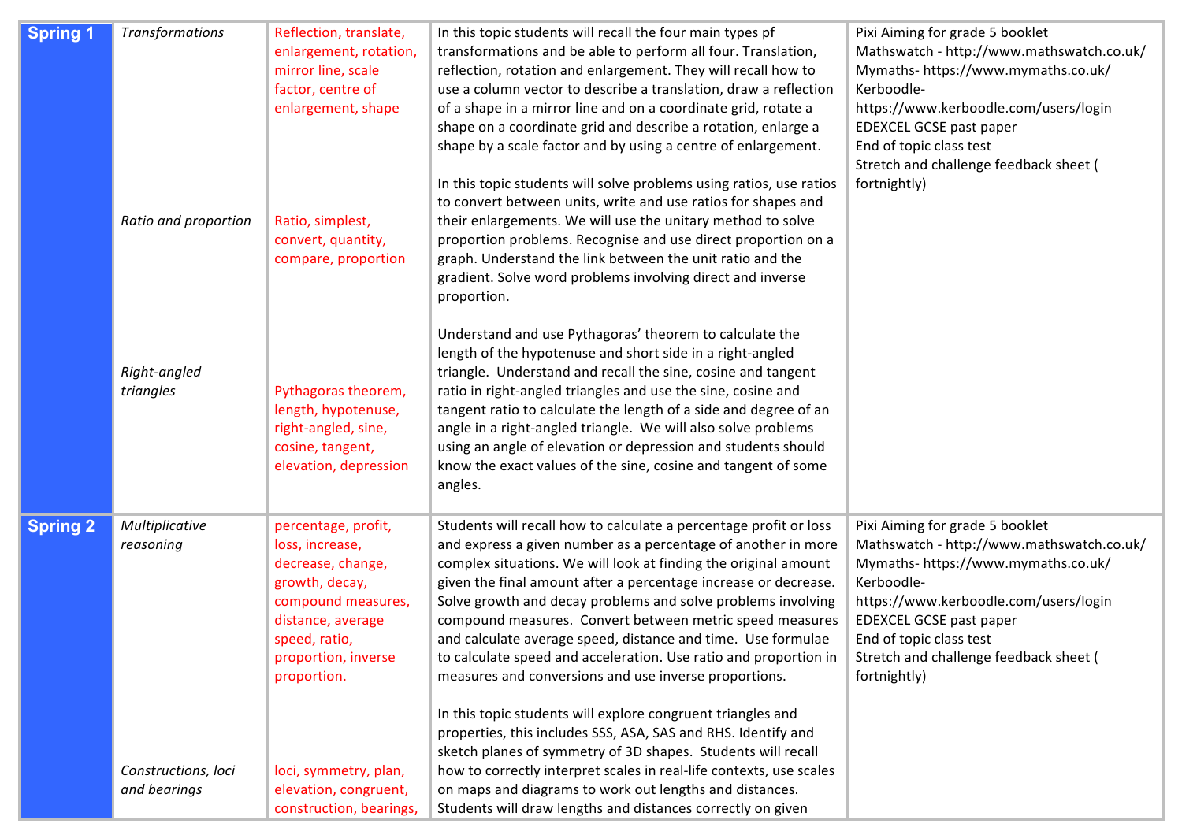| | | | | |
|---|---|---|---|---|
| **Spring 1** | *Transformations* | Reflection, translate, enlargement, rotation, mirror line, scale factor, centre of enlargement, shape | In this topic students will recall the four main types pf transformations and be able to perform all four. Translation, reflection, rotation and enlargement. They will recall how to use a column vector to describe a translation, draw a reflection of a shape in a mirror line and on a coordinate grid, rotate a shape on a coordinate grid and describe a rotation, enlarge a shape by a scale factor and by using a centre of enlargement. | Pixi Aiming for grade 5 booklet<br>Mathswatch - http://www.mathswatch.co.uk/<br>Mymaths- https://www.mymaths.co.uk/<br>Kerboodle- https://www.kerboodle.com/users/login<br>EDEXCEL GCSE past paper<br>End of topic class test<br>Stretch and challenge feedback sheet ( fortnightly) |
| | *Ratio and proportion* | Ratio, simplest, convert, quantity, compare, proportion | In this topic students will solve problems using ratios, use ratios to convert between units, write and use ratios for shapes and their enlargements. We will use the unitary method to solve proportion problems. Recognise and use direct proportion on a graph. Understand the link between the unit ratio and the gradient. Solve word problems involving direct and inverse proportion. | |
| | *Right-angled triangles* | Pythagoras theorem, length, hypotenuse, right-angled, sine, cosine, tangent, elevation, depression | Understand and use Pythagoras' theorem to calculate the length of the hypotenuse and short side in a right-angled triangle. Understand and recall the sine, cosine and tangent ratio in right-angled triangles and use the sine, cosine and tangent ratio to calculate the length of a side and degree of an angle in a right-angled triangle. We will also solve problems using an angle of elevation or depression and students should know the exact values of the sine, cosine and tangent of some angles. | |
| **Spring 2** | *Multiplicative reasoning* | percentage, profit, loss, increase, decrease, change, growth, decay, compound measures, distance, average speed, ratio, proportion, inverse proportion. | Students will recall how to calculate a percentage profit or loss and express a given number as a percentage of another in more complex situations. We will look at finding the original amount given the final amount after a percentage increase or decrease. Solve growth and decay problems and solve problems involving compound measures. Convert between metric speed measures and calculate average speed, distance and time. Use formulae to calculate speed and acceleration. Use ratio and proportion in measures and conversions and use inverse proportions. | Pixi Aiming for grade 5 booklet<br>Mathswatch - http://www.mathswatch.co.uk/<br>Mymaths- https://www.mymaths.co.uk/<br>Kerboodle- https://www.kerboodle.com/users/login<br>EDEXCEL GCSE past paper<br>End of topic class test<br>Stretch and challenge feedback sheet ( fortnightly) |
| | *Constructions, loci and bearings* | loci, symmetry, plan, elevation, congruent, construction, bearings, | In this topic students will explore congruent triangles and properties, this includes SSS, ASA, SAS and RHS. Identify and sketch planes of symmetry of 3D shapes. Students will recall how to correctly interpret scales in real-life contexts, use scales on maps and diagrams to work out lengths and distances. Students will draw lengths and distances correctly on given | |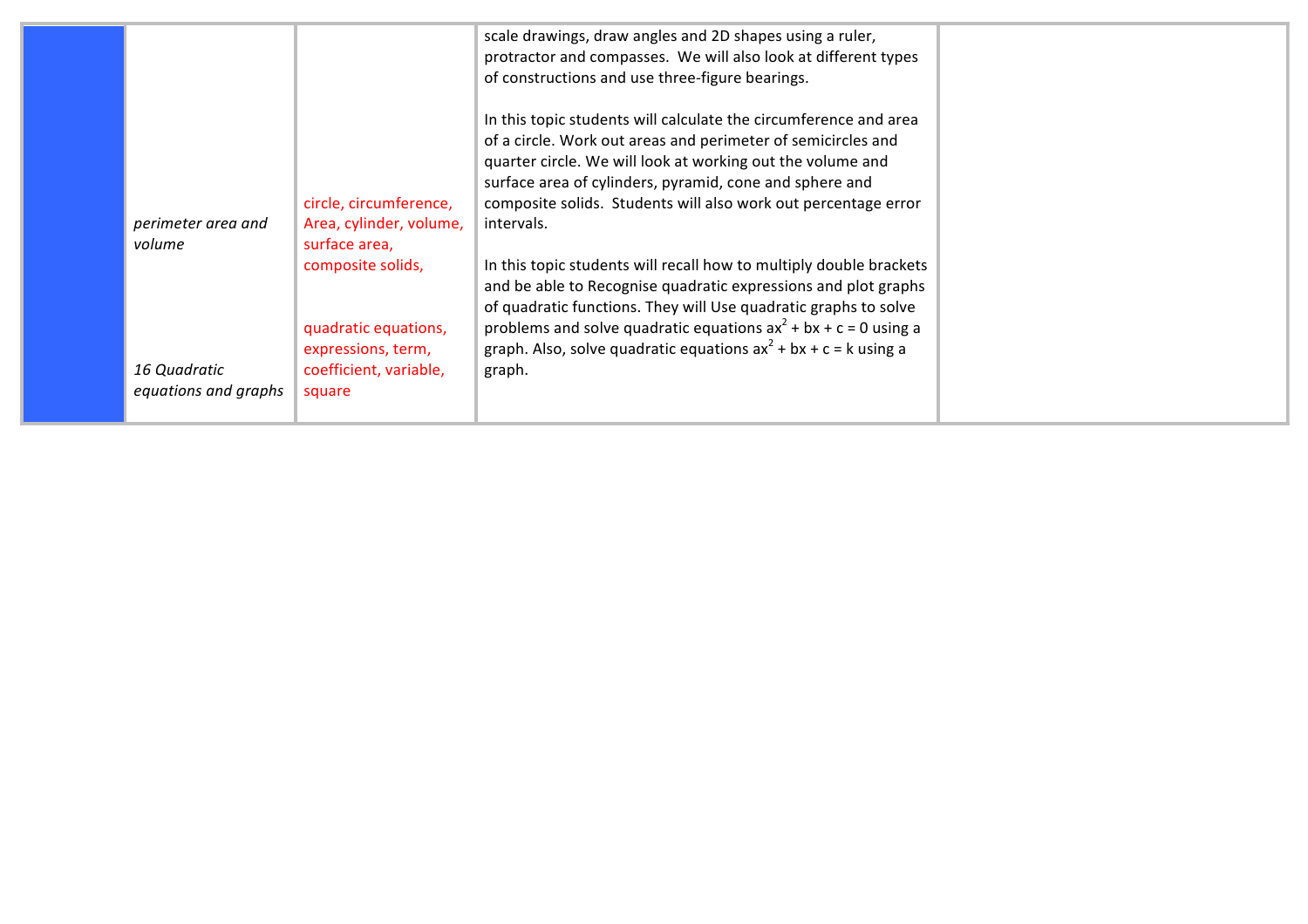| | | | | |
|---|---|---|---|---|
| | *perimeter area and volume*<br><br>*16 Quadratic equations and graphs* | circle, circumference, Area, cylinder, volume, surface area, composite solids,<br><br>quadratic equations, expressions, term, coefficient, variable, square | scale drawings, draw angles and 2D shapes using a ruler, protractor and compasses. We will also look at different types of constructions and use three-figure bearings.<br><br>In this topic students will calculate the circumference and area of a circle. Work out areas and perimeter of semicircles and quarter circle. We will look at working out the volume and surface area of cylinders, pyramid, cone and sphere and composite solids. Students will also work out percentage error intervals.<br><br>In this topic students will recall how to multiply double brackets and be able to Recognise quadratic expressions and plot graphs of quadratic functions. They will Use quadratic graphs to solve problems and solve quadratic equations $ax^2 + bx + c = 0$ using a graph. Also, solve quadratic equations $ax^2 + bx + c = k$ using a graph. | |